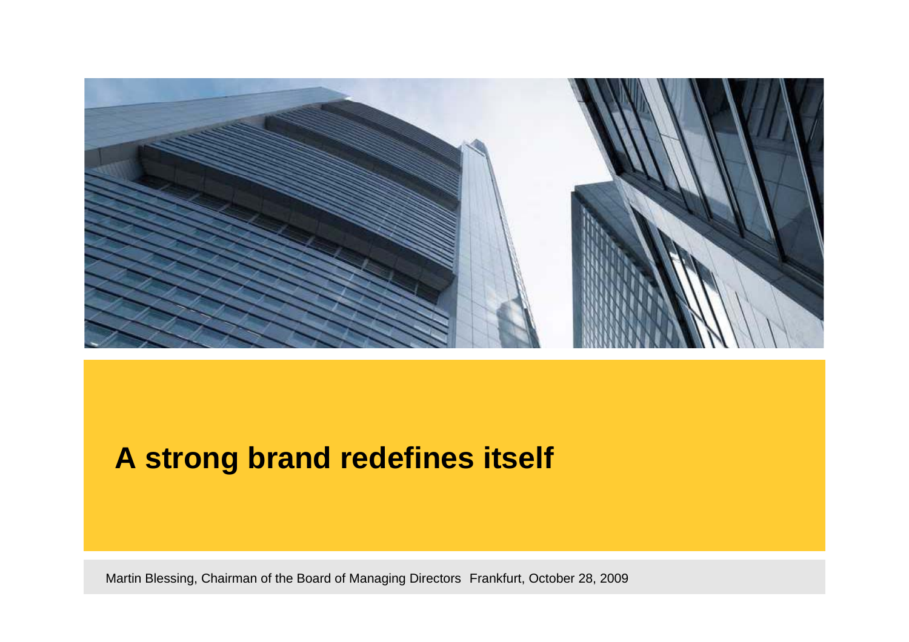# A strong brand redefines itself

Martin Blessing, Chairman of the Board of Managing Directors Frankfurt, October 28, 2009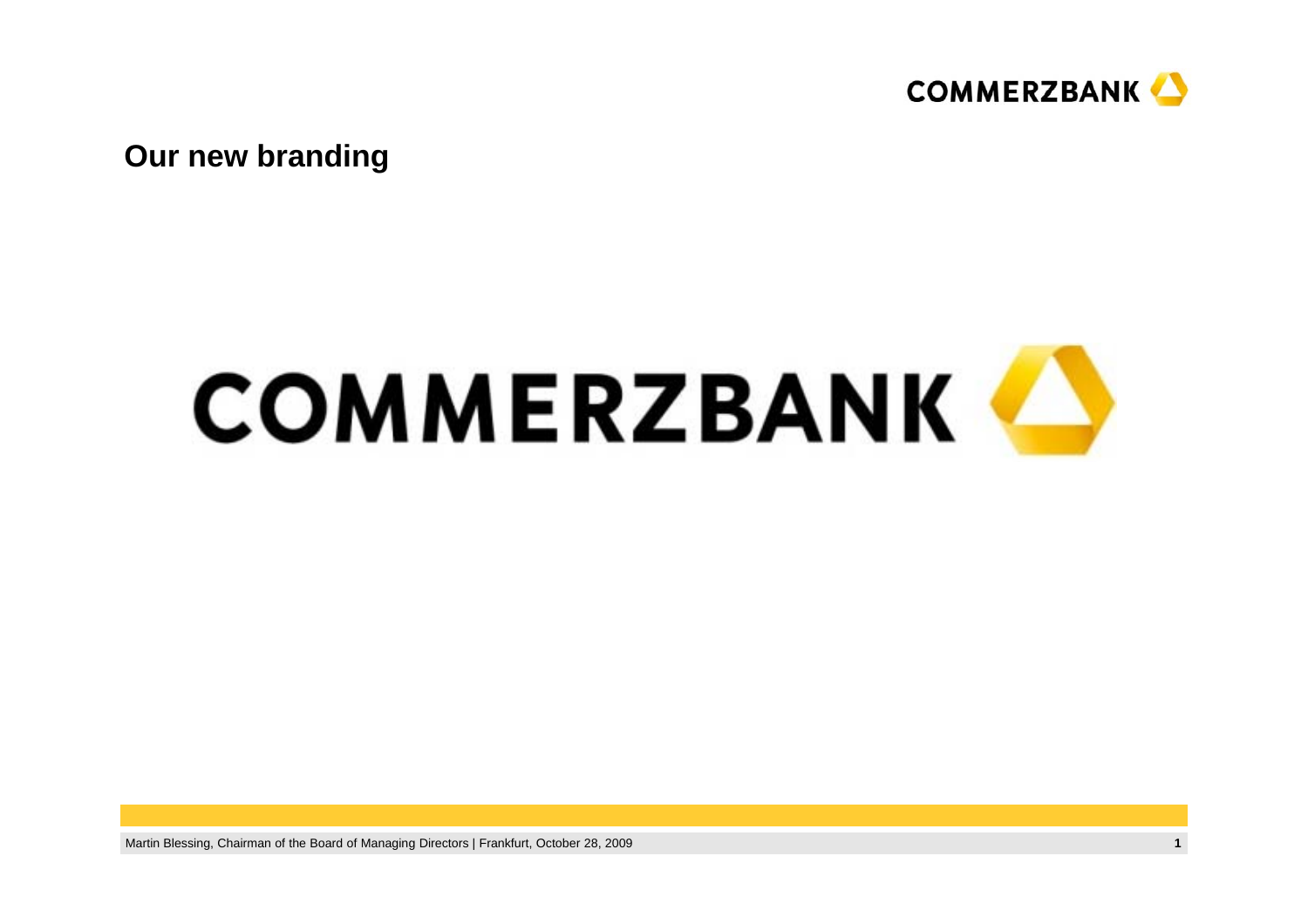## Our new branding

COMMERZBANK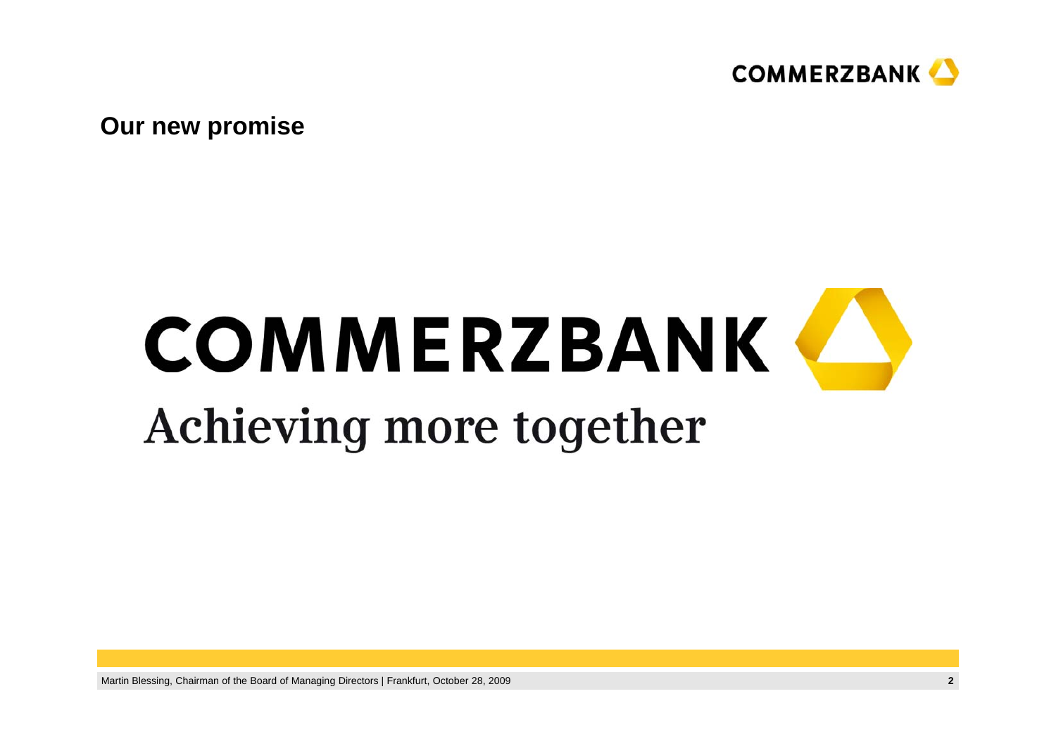## Our new promise

# COMMERZBANK

Achieving more together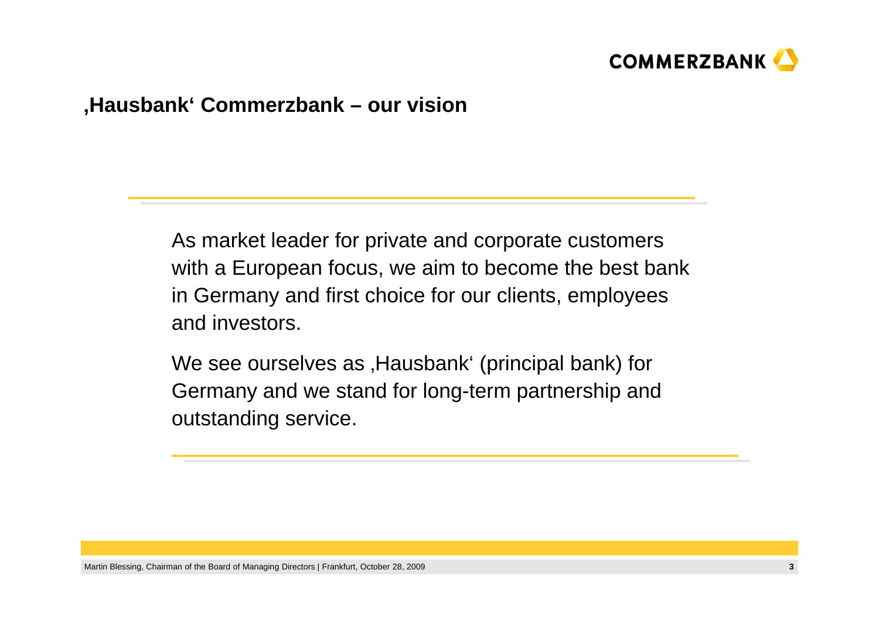## ‚Hausbank' Commerzbank – our vision

As market leader for private and corporate customers with a European focus, we aim to become the best bank in Germany and first choice for our clients, employees and investors.

We see ourselves as ‚Hausbank' (principal bank) for Germany and we stand for long-term partnership and outstanding service.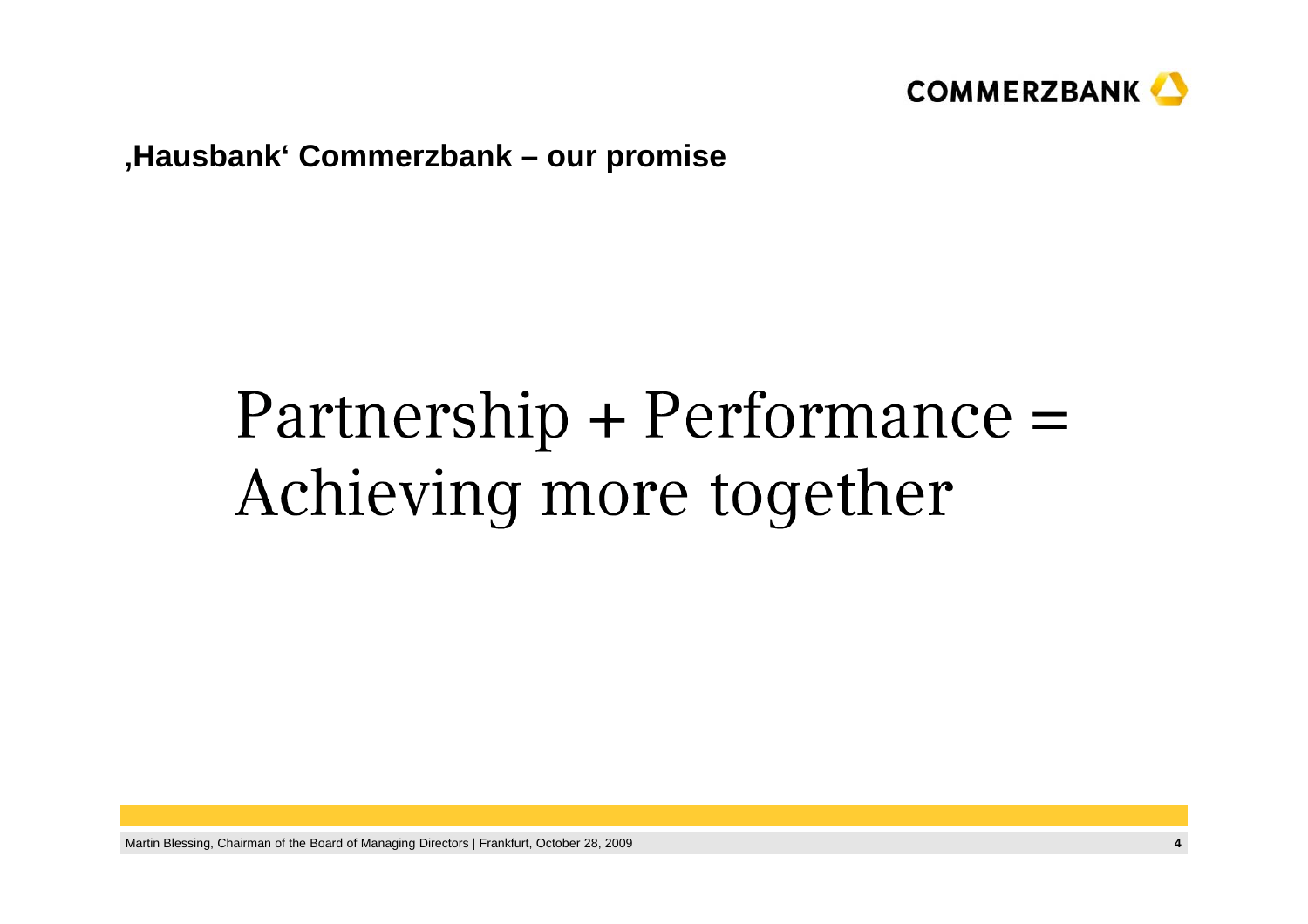## ‚Hausbank' Commerzbank – our promise

# Partnership + Performance = Achieving more together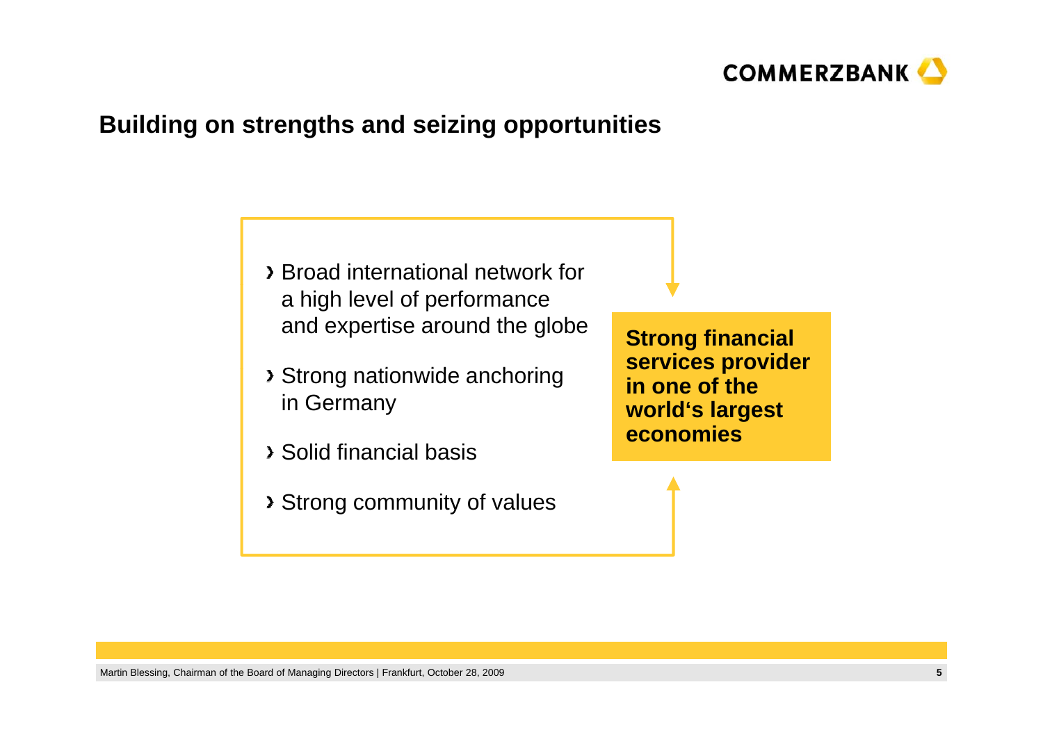## Building on strengths and seizing opportunities

- Broad international network for a high level of performance and expertise around the globe
- Strong nationwide anchoring in Germany
- Solid financial basis
- Strong community of values

**Strong financial services provider in one of the world's largest economies**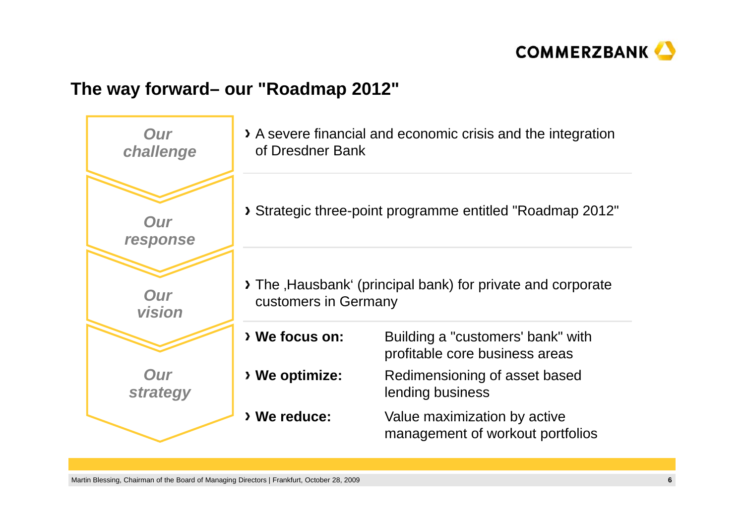## The way forward– our "Roadmap 2012"

| | |
|---|---|
| ***Our challenge*** | A severe financial and economic crisis and the integration of Dresdner Bank |
| ***Our response*** | Strategic three-point programme entitled "Roadmap 2012" |
| ***Our vision*** | The ‚Hausbank' (principal bank) for private and corporate customers in Germany |
| ***Our strategy*** | **We focus on:** Building a "customers' bank" with profitable core business areas<br>**We optimize:** Redimensioning of asset based lending business<br>**We reduce:** Value maximization by active management of workout portfolios |

Martin Blessing, Chairman of the Board of Managing Directors | Frankfurt, October 28, 2009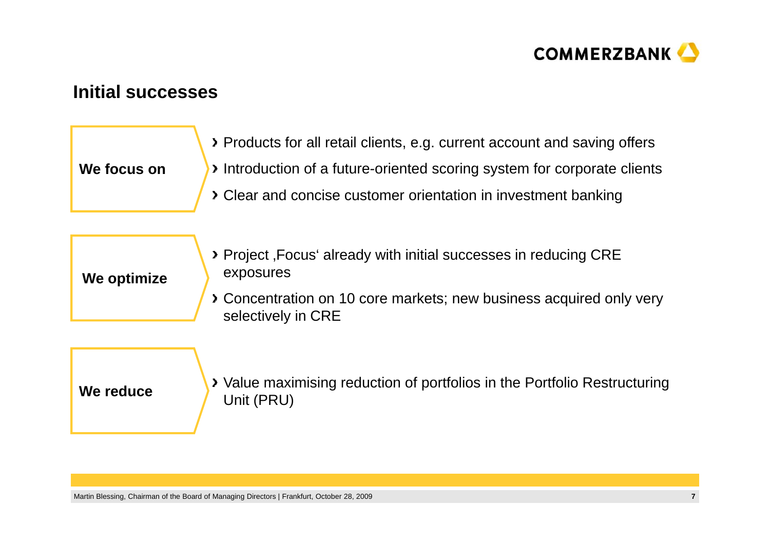## Initial successes

**We focus on**

- Products for all retail clients, e.g. current account and saving offers
- Introduction of a future-oriented scoring system for corporate clients
- Clear and concise customer orientation in investment banking

**We optimize**

- Project ‚Focus' already with initial successes in reducing CRE exposures
- Concentration on 10 core markets; new business acquired only very selectively in CRE

**We reduce**

- Value maximising reduction of portfolios in the Portfolio Restructuring Unit (PRU)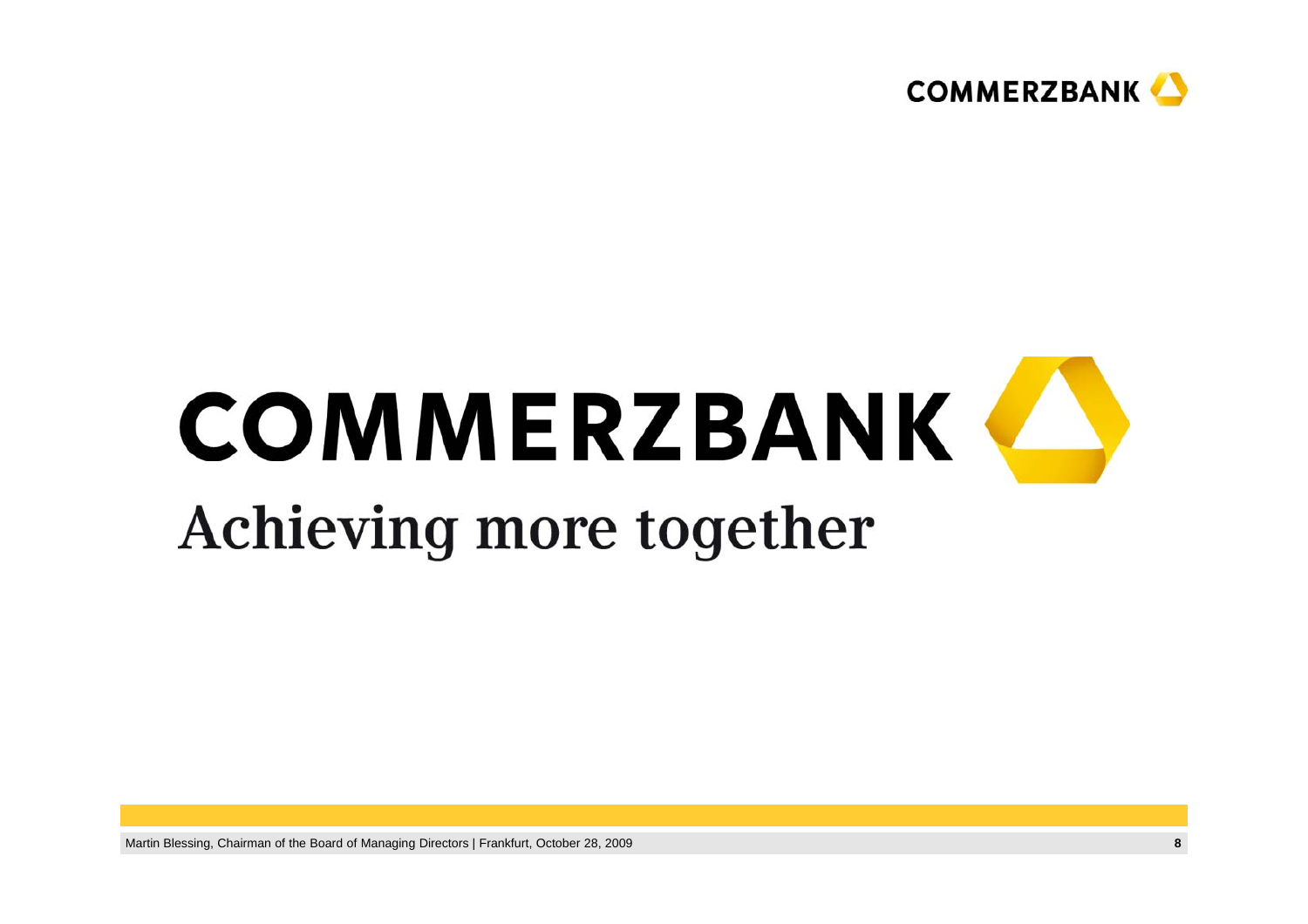# COMMERZBANK

## Achieving more together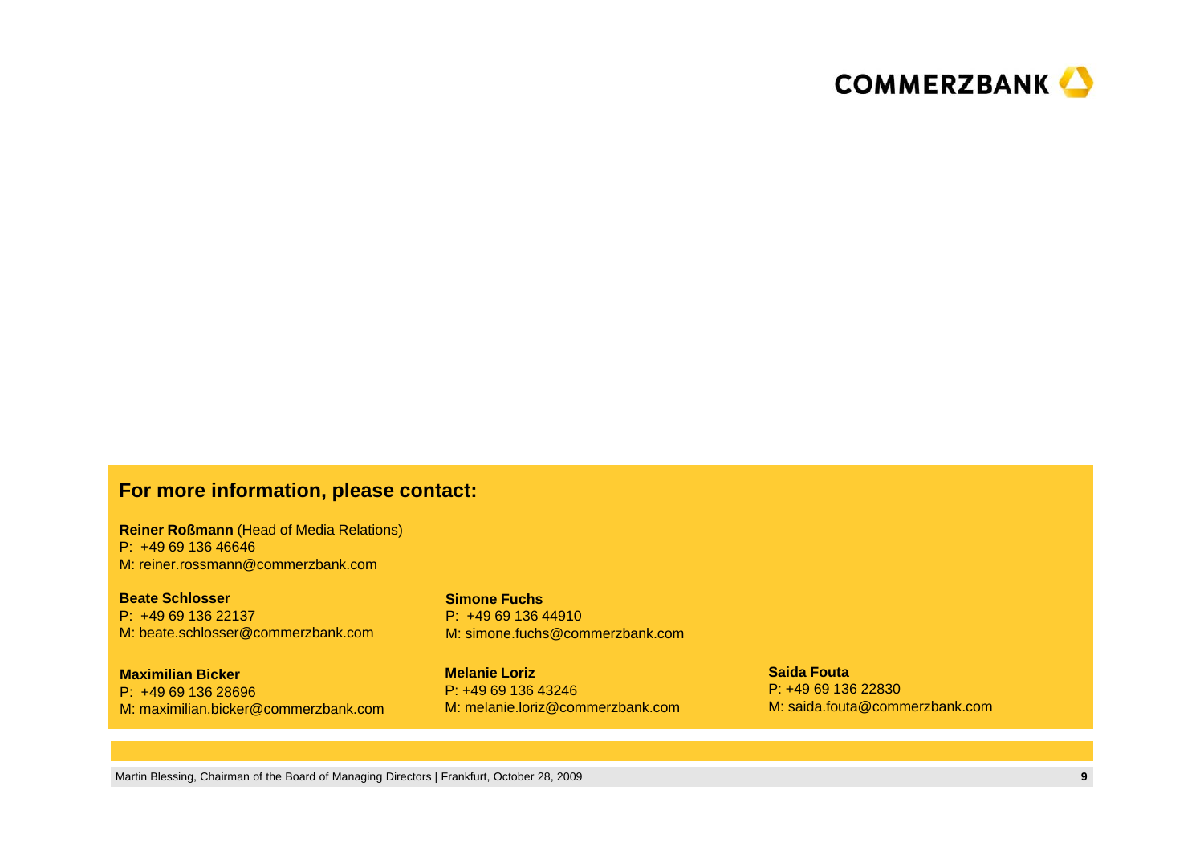## For more information, please contact:

**Reiner Roßmann** (Head of Media Relations)
P: +49 69 136 46646
M: reiner.rossmann@commerzbank.com

**Beate Schlosser**
P: +49 69 136 22137
M: beate.schlosser@commerzbank.com

**Simone Fuchs**
P: +49 69 136 44910
M: simone.fuchs@commerzbank.com

**Maximilian Bicker**
P: +49 69 136 28696
M: maximilian.bicker@commerzbank.com

**Melanie Loriz**
P: +49 69 136 43246
M: melanie.loriz@commerzbank.com

**Saida Fouta**
P: +49 69 136 22830
M: saida.fouta@commerzbank.com